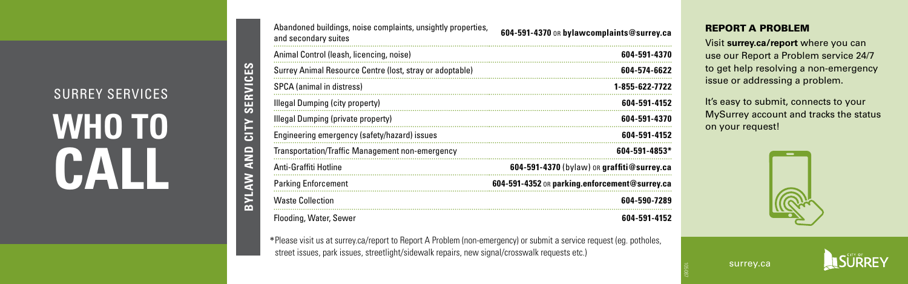SURREY SERVICES

# WHO TO CALL

## BYLAW AND CITY SERVICES

| Service | Contact |
| --- | --- |
| Abandoned buildings, noise complaints, unsightly properties, and secondary suites | 604-591-4370 OR **bylawcomplaints@surrey.ca** |
| Animal Control (leash, licencing, noise) | 604-591-4370 |
| Surrey Animal Resource Centre (lost, stray or adoptable) | 604-574-6622 |
| SPCA (animal in distress) | 1-855-622-7722 |
| Illegal Dumping (city property) | 604-591-4152 |
| Illegal Dumping (private property) | 604-591-4370 |
| Engineering emergency (safety/hazard) issues | 604-591-4152 |
| Transportation/Traffic Management non-emergency | 604-591-4853* |
| Anti-Graffiti Hotline | 604-591-4370 (bylaw) OR **graffiti@surrey.ca** |
| Parking Enforcement | 604-591-4352 OR **parking.enforcement@surrey.ca** |
| Waste Collection | 604-590-7289 |
| Flooding, Water, Sewer | 604-591-4152 |

*Please visit us at surrey.ca/report to Report A Problem (non-emergency) or submit a service request (eg. potholes, street issues, park issues, streetlight/sidewalk repairs, new signal/crosswalk requests etc.)

### REPORT A PROBLEM

Visit **surrey.ca/report** where you can use our Report a Problem service 24/7 to get help resolving a non-emergency issue or addressing a problem.

It's easy to submit, connects to your MySurrey account and tracks the status on your request!

surrey.ca

CITY OF SURREY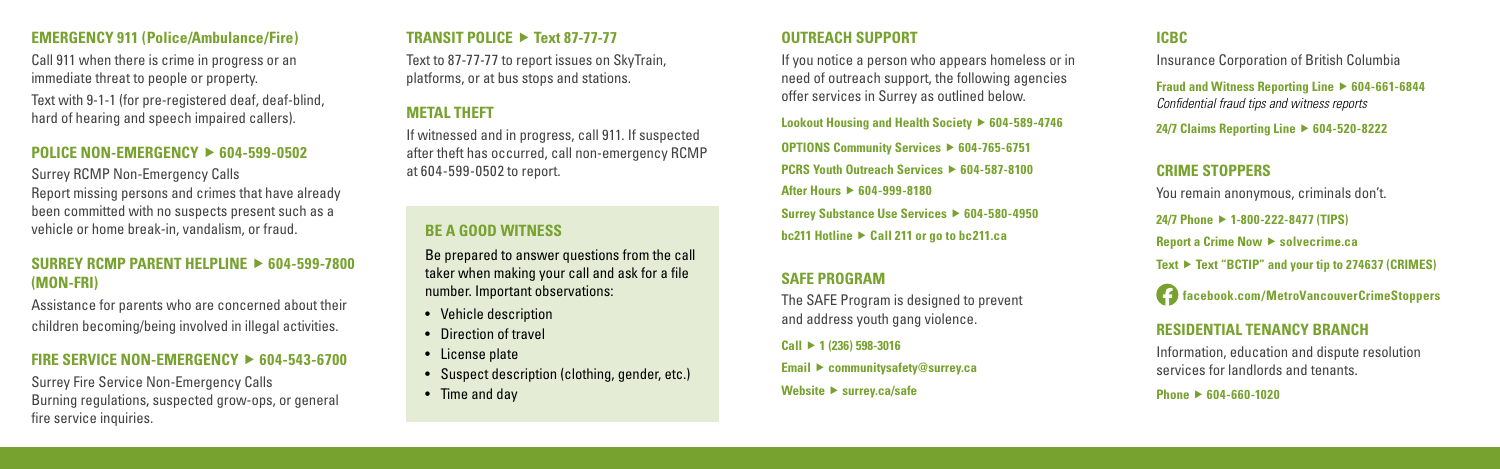## EMERGENCY 911 (Police/Ambulance/Fire)

Call 911 when there is crime in progress or an immediate threat to people or property.

Text with 9-1-1 (for pre-registered deaf, deaf-blind, hard of hearing and speech impaired callers).

## POLICE NON-EMERGENCY ▶ 604-599-0502

Surrey RCMP Non-Emergency Calls
Report missing persons and crimes that have already been committed with no suspects present such as a vehicle or home break-in, vandalism, or fraud.

## SURREY RCMP PARENT HELPLINE ▶ 604-599-7800 (MON-FRI)

Assistance for parents who are concerned about their children becoming/being involved in illegal activities.

## FIRE SERVICE NON-EMERGENCY ▶ 604-543-6700

Surrey Fire Service Non-Emergency Calls
Burning regulations, suspected grow-ops, or general fire service inquiries.

## TRANSIT POLICE ▶ Text 87-77-77

Text to 87-77-77 to report issues on SkyTrain, platforms, or at bus stops and stations.

## METAL THEFT

If witnessed and in progress, call 911. If suspected after theft has occurred, call non-emergency RCMP at 604-599-0502 to report.

## BE A GOOD WITNESS

Be prepared to answer questions from the call taker when making your call and ask for a file number. Important observations:

- Vehicle description
- Direction of travel
- License plate
- Suspect description (clothing, gender, etc.)
- Time and day

## OUTREACH SUPPORT

If you notice a person who appears homeless or in need of outreach support, the following agencies offer services in Surrey as outlined below.

**Lookout Housing and Health Society ▶ 604-589-4746**

**OPTIONS Community Services ▶ 604-765-6751**

**PCRS Youth Outreach Services ▶ 604-587-8100**

**After Hours ▶ 604-999-8180**

**Surrey Substance Use Services ▶ 604-580-4950**

**bc211 Hotline ▶ Call 211 or go to bc211.ca**

## SAFE PROGRAM

The SAFE Program is designed to prevent and address youth gang violence.

**Call ▶ 1 (236) 598-3016**

**Email ▶ communitysafety@surrey.ca**

**Website ▶ surrey.ca/safe**

## ICBC

Insurance Corporation of British Columbia

**Fraud and Witness Reporting Line ▶ 604-661-6844**
*Confidential fraud tips and witness reports*

**24/7 Claims Reporting Line ▶ 604-520-8222**

## CRIME STOPPERS

You remain anonymous, criminals don't.

**24/7 Phone ▶ 1-800-222-8477 (TIPS)**

**Report a Crime Now ▶ solvecrime.ca**

**Text ▶ Text "BCTIP" and your tip to 274637 (CRIMES)**

**facebook.com/MetroVancouverCrimeStoppers**

## RESIDENTIAL TENANCY BRANCH

Information, education and dispute resolution services for landlords and tenants.

**Phone ▶ 604-660-1020**